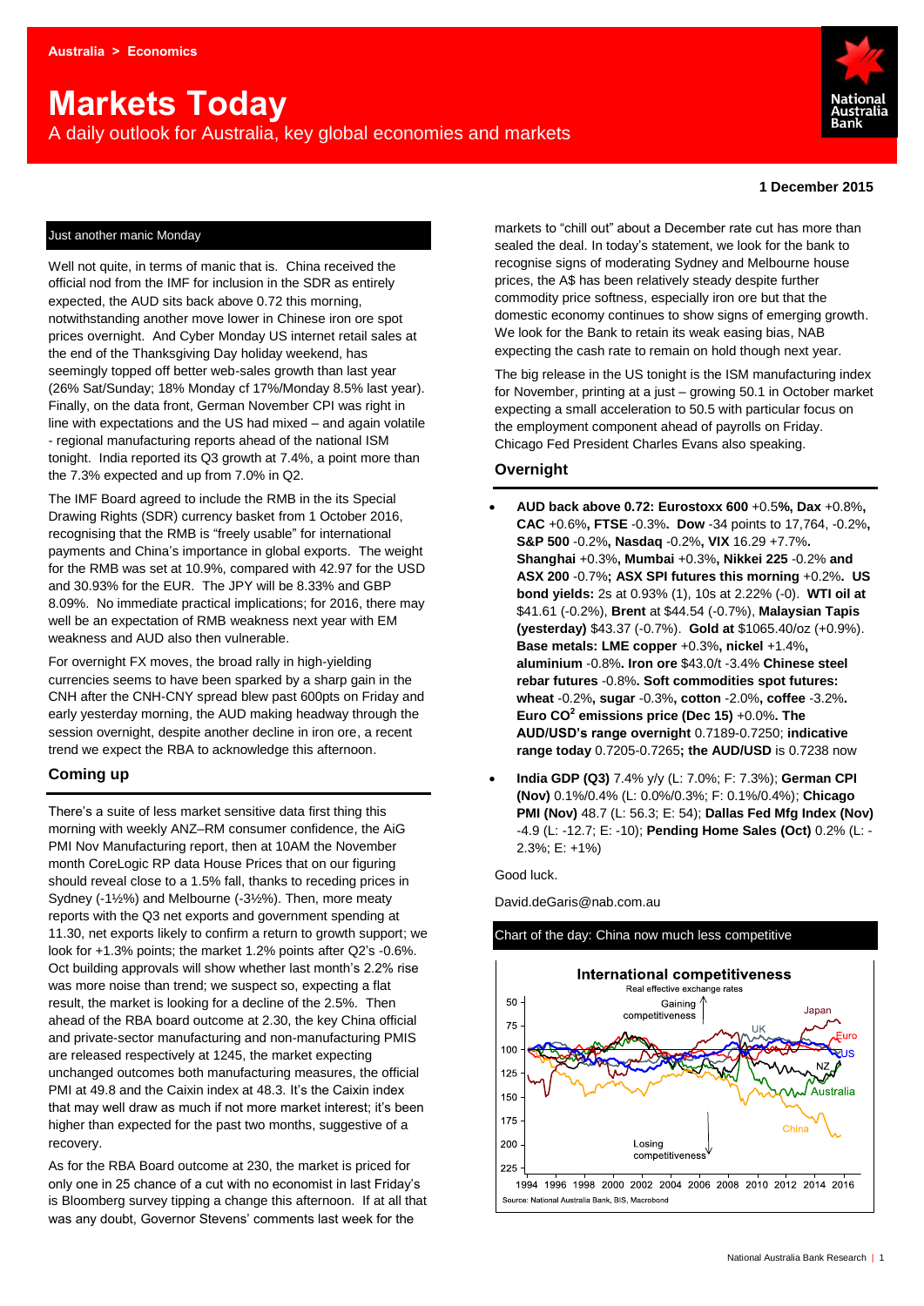Australia > Economics

# Markets Today

A daily outlook for Australia, key global economies and markets

**1 December 2015**

## Just another manic Monday

Well not quite, in terms of manic that is. China received the official nod from the IMF for inclusion in the SDR as entirely expected, the AUD sits back above 0.72 this morning, notwithstanding another move lower in Chinese iron ore spot prices overnight. And Cyber Monday US internet retail sales at the end of the Thanksgiving Day holiday weekend, has seemingly topped off better web-sales growth than last year (26% Sat/Sunday; 18% Monday cf 17%/Monday 8.5% last year). Finally, on the data front, German November CPI was right in line with expectations and the US had mixed – and again volatile - regional manufacturing reports ahead of the national ISM tonight. India reported its Q3 growth at 7.4%, a point more than the 7.3% expected and up from 7.0% in Q2.

The IMF Board agreed to include the RMB in the its Special Drawing Rights (SDR) currency basket from 1 October 2016, recognising that the RMB is "freely usable" for international payments and China's importance in global exports. The weight for the RMB was set at 10.9%, compared with 42.97 for the USD and 30.93% for the EUR. The JPY will be 8.33% and GBP 8.09%. No immediate practical implications; for 2016, there may well be an expectation of RMB weakness next year with EM weakness and AUD also then vulnerable.

For overnight FX moves, the broad rally in high-yielding currencies seems to have been sparked by a sharp gain in the CNH after the CNH-CNY spread blew past 600pts on Friday and early yesterday morning, the AUD making headway through the session overnight, despite another decline in iron ore, a recent trend we expect the RBA to acknowledge this afternoon.

## Coming up

There's a suite of less market sensitive data first thing this morning with weekly ANZ–RM consumer confidence, the AiG PMI Nov Manufacturing report, then at 10AM the November month CoreLogic RP data House Prices that on our figuring should reveal close to a 1.5% fall, thanks to receding prices in Sydney (-1½%) and Melbourne (-3½%). Then, more meaty reports with the Q3 net exports and government spending at 11.30, net exports likely to confirm a return to growth support; we look for +1.3% points; the market 1.2% points after Q2's -0.6%. Oct building approvals will show whether last month's 2.2% rise was more noise than trend; we suspect so, expecting a flat result, the market is looking for a decline of the 2.5%. Then ahead of the RBA board outcome at 2.30, the key China official and private-sector manufacturing and non-manufacturing PMIS are released respectively at 1245, the market expecting unchanged outcomes both manufacturing measures, the official PMI at 49.8 and the Caixin index at 48.3. It's the Caixin index that may well draw as much if not more market interest; it's been higher than expected for the past two months, suggestive of a recovery.

As for the RBA Board outcome at 230, the market is priced for only one in 25 chance of a cut with no economist in last Friday's is Bloomberg survey tipping a change this afternoon. If at all that was any doubt, Governor Stevens' comments last week for the markets to "chill out" about a December rate cut has more than sealed the deal. In today's statement, we look for the bank to recognise signs of moderating Sydney and Melbourne house prices, the A$ has been relatively steady despite further commodity price softness, especially iron ore but that the domestic economy continues to show signs of emerging growth. We look for the Bank to retain its weak easing bias, NAB expecting the cash rate to remain on hold though next year.

The big release in the US tonight is the ISM manufacturing index for November, printing at a just – growing 50.1 in October market expecting a small acceleration to 50.5 with particular focus on the employment component ahead of payrolls on Friday. Chicago Fed President Charles Evans also speaking.

## Overnight

- **AUD back above 0.72: Eurostoxx 600** +0.5**%, Dax** +0.8%**, CAC** +0.6%**, FTSE** -0.3%**. Dow** -34 points to 17,764, -0.2%**, S&P 500** -0.2%**, Nasdaq** -0.2%**, VIX** 16.29 +7.7%**. Shanghai** +0.3%**, Mumbai** +0.3%**, Nikkei 225** -0.2% **and ASX 200** -0.7%**; ASX SPI futures this morning** +0.2%**. US bond yields:** 2s at 0.93% (1), 10s at 2.22% (-0). **WTI oil at** $41.61 (-0.2%), **Brent** at $44.54 (-0.7%), **Malaysian Tapis (yesterday)** $43.37 (-0.7%). **Gold at** $1065.40/oz (+0.9%). **Base metals: LME copper** +0.3%**, nickel** +1.4%**, aluminium** -0.8%**. Iron ore** $43.0/t -3.4% **Chinese steel rebar futures** -0.8%**. Soft commodities spot futures: wheat** -0.2%**, sugar** -0.3%**, cotton** -2.0%**, coffee** -3.2%**. Euro $CO^2$ emissions price (Dec 15)** +0.0%**. The AUD/USD's range overnight** 0.7189-0.7250; **indicative range today** 0.7205-0.7265**; the AUD/USD** is 0.7238 now
- **India GDP (Q3)** 7.4% y/y (L: 7.0%; F: 7.3%); **German CPI (Nov)** 0.1%/0.4% (L: 0.0%/0.3%; F: 0.1%/0.4%); **Chicago PMI (Nov)** 48.7 (L: 56.3; E: 54); **Dallas Fed Mfg Index (Nov)** -4.9 (L: -12.7; E: -10); **Pending Home Sales (Oct)** 0.2% (L: -2.3%; E: +1%)

Good luck.

David.deGaris@nab.com.au

## Chart of the day: China now much less competitive

International competitiveness
Real effective exchange rates
Gaining competitiveness
Losing competitiveness
50
75
100
125
150
175
200
225
1994 1996 1998 2000 2002 2004 2006 2008 2010 2012 2014 2016
Japan
Euro
UK
US
NZ
Australia
China
Source: National Australia Bank, BIS, Macrobond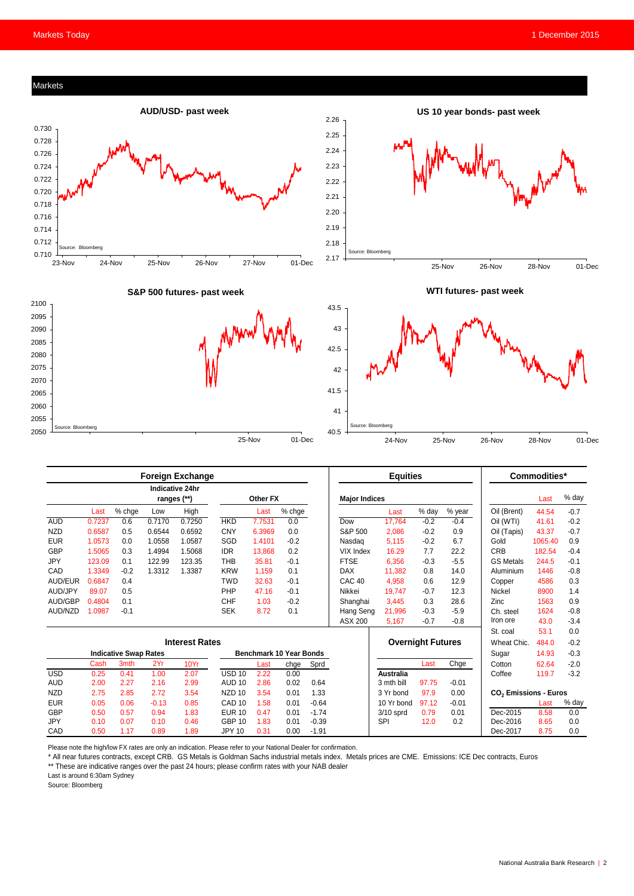## Markets

AUD/USD- past week

0.730
0.728
0.726
0.724
0.722
0.720
0.718
0.716
0.714
0.712
0.710

Source: Bloomberg

23-Nov 24-Nov 25-Nov 26-Nov 27-Nov 01-Dec

US 10 year bonds- past week

2.26
2.25
2.24
2.23
2.22
2.21
2.20
2.19
2.18
2.17

Source: Bloomberg

25-Nov 26-Nov 28-Nov 01-Dec

S&P 500 futures- past week

2100
2095
2090
2085
2080
2075
2070
2065
2060
2055
2050

Source: Bloomberg

25-Nov 01-Dec

WTI futures- past week

43.5
43
42.5
42
41.5
41
40.5

Source: Bloomberg

24-Nov 25-Nov 26-Nov 28-Nov 01-Dec

### Foreign Exchange

| | | | Indicative 24hr ranges (**) | | | Other FX | |
|---|---|---|---|---|---|---|---|
| | Last | % chge | Low | High | | Last | % chge |
| AUD | 0.7237 | 0.6 | 0.7170 | 0.7250 | HKD | 7.7531 | 0.0 |
| NZD | 0.6587 | 0.5 | 0.6544 | 0.6592 | CNY | 6.3969 | 0.0 |
| EUR | 1.0573 | 0.0 | 1.0558 | 1.0587 | SGD | 1.4101 | -0.2 |
| GBP | 1.5065 | 0.3 | 1.4994 | 1.5068 | IDR | 13,868 | 0.2 |
| JPY | 123.09 | 0.1 | 122.99 | 123.35 | THB | 35.81 | -0.1 |
| CAD | 1.3349 | -0.2 | 1.3312 | 1.3387 | KRW | 1,159 | 0.1 |
| AUD/EUR | 0.6847 | 0.4 | | | TWD | 32.63 | -0.1 |
| AUD/JPY | 89.07 | 0.5 | | | PHP | 47.16 | -0.1 |
| AUD/GBP | 0.4804 | 0.1 | | | CHF | 1.03 | -0.2 |
| AUD/NZD | 1.0987 | -0.1 | | | SEK | 8.72 | 0.1 |

### Equities

| Major Indices | Last | % day | % year |
|---|---|---|---|
| Dow | 17,764 | -0.2 | -0.4 |
| S&P 500 | 2,086 | -0.2 | 0.9 |
| Nasdaq | 5,115 | -0.2 | 6.7 |
| VIX Index | 16.29 | 7.7 | 22.2 |
| FTSE | 6,356 | -0.3 | -5.5 |
| DAX | 11,382 | 0.8 | 14.0 |
| CAC 40 | 4,958 | 0.6 | 12.9 |
| Nikkei | 19,747 | -0.7 | 12.3 |
| Shanghai | 3,445 | 0.3 | 28.6 |
| Hang Seng | 21,996 | -0.3 | -5.9 |
| ASX 200 | 5,167 | -0.7 | -0.8 |

### Commodities*

| | Last | % day |
|---|---|---|
| Oil (Brent) | 44.54 | -0.7 |
| Oil (WTI) | 41.61 | -0.2 |
| Oil (Tapis) | 43.37 | -0.7 |
| Gold | 1065.40 | 0.9 |
| CRB | 182.54 | -0.4 |
| GS Metals | 244.5 | -0.1 |
| Aluminium | 1446 | -0.8 |
| Copper | 4586 | 0.3 |
| Nickel | 8900 | 1.4 |
| Zinc | 1563 | 0.9 |
| Ch. steel | 1624 | -0.8 |
| Iron ore | 43.0 | -3.4 |
| St. coal | 53.1 | 0.0 |
| Wheat Chic. | 484.0 | -0.2 |
| Sugar | 14.93 | -0.3 |
| Cotton | 62.64 | -2.0 |
| Coffee | 119.7 | -3.2 |

### Interest Rates

| Indicative Swap Rates | | | | | Benchmark 10 Year Bonds | | | |
|---|---|---|---|---|---|---|---|---|
| | Cash | 3mth | 2Yr | 10Yr | | Last | chge | Sprd |
| USD | 0.25 | 0.41 | 1.00 | 2.07 | USD 10 | 2.22 | 0.00 | |
| AUD | 2.00 | 2.27 | 2.16 | 2.99 | AUD 10 | 2.86 | 0.02 | 0.64 |
| NZD | 2.75 | 2.85 | 2.72 | 3.54 | NZD 10 | 3.54 | 0.01 | 1.33 |
| EUR | 0.05 | 0.06 | -0.13 | 0.85 | CAD 10 | 1.58 | 0.01 | -0.64 |
| GBP | 0.50 | 0.57 | 0.94 | 1.83 | EUR 10 | 0.47 | 0.01 | -1.74 |
| JPY | 0.10 | 0.07 | 0.10 | 0.46 | GBP 10 | 1.83 | 0.01 | -0.39 |
| CAD | 0.50 | 1.17 | 0.89 | 1.89 | JPY 10 | 0.31 | 0.00 | -1.91 |

### Overnight Futures

| | Last | Chge |
|---|---|---|
| **Australia** | | |
| 3 mth bill | 97.75 | -0.01 |
| 3 Yr bond | 97.9 | 0.00 |
| 10 Yr bond | 97.12 | -0.01 |
| 3/10 sprd | 0.79 | 0.01 |
| SPI | 12.0 | 0.2 |

### $CO_2$ Emissions - Euros

| | Last | % day |
|---|---|---|
| Dec-2015 | 8.58 | 0.0 |
| Dec-2016 | 8.65 | 0.0 |
| Dec-2017 | 8.75 | 0.0 |

Please note the high/low FX rates are only an indication. Please refer to your National Dealer for confirmation.

* All near futures contracts, except CRB. GS Metals is Goldman Sachs industrial metals index. Metals prices are CME. Emissions: ICE Dec contracts, Euros

** These are indicative ranges over the past 24 hours; please confirm rates with your NAB dealer

Last is around 6:30am Sydney

Source: Bloomberg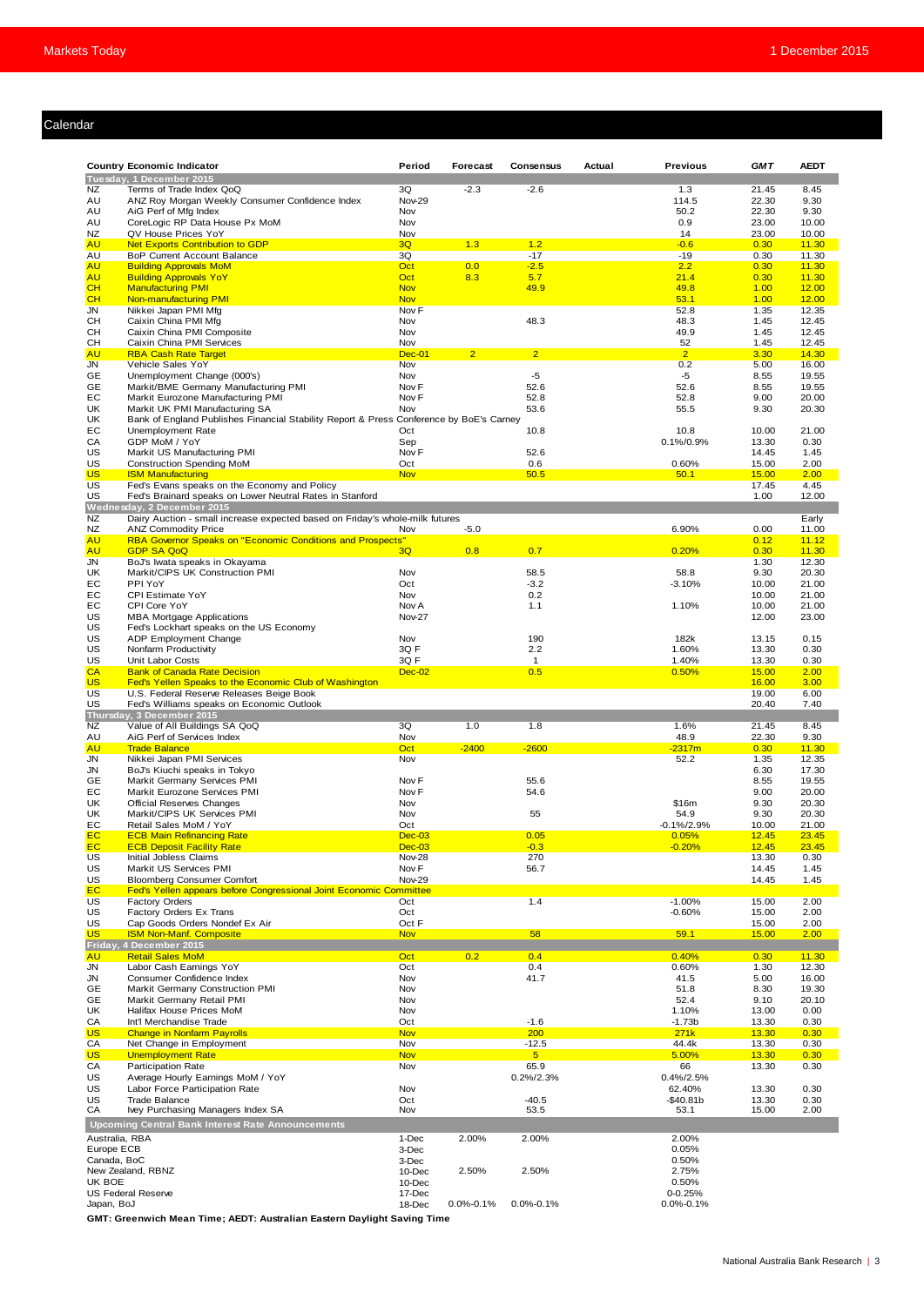## Calendar

| Country | Economic Indicator | Period | Forecast | Consensus | Actual | Previous | GMT | AEDT |
|---|---|---|---|---|---|---|---|---|
| **Tuesday, 1 December 2015** | | | | | | | | |
| NZ | Terms of Trade Index QoQ | 3Q | -2.3 | -2.6 | | 1.3 | 21.45 | 8.45 |
| AU | ANZ Roy Morgan Weekly Consumer Confidence Index | Nov-29 | | | | 114.5 | 22.30 | 9.30 |
| AU | AiG Perf of Mfg Index | Nov | | | | 50.2 | 22.30 | 9.30 |
| AU | CoreLogic RP Data House Px MoM | Nov | | | | 0.9 | 23.00 | 10.00 |
| NZ | QV House Prices YoY | Nov | | | | 14 | 23.00 | 10.00 |
| AU | Net Exports Contribution to GDP | 3Q | 1.3 | 1.2 | | -0.6 | 0.30 | 11.30 |
| AU | BoP Current Account Balance | 3Q | | -17 | | -19 | 0.30 | 11.30 |
| AU | Building Approvals MoM | Oct | 0.0 | -2.5 | | 2.2 | 0.30 | 11.30 |
| AU | Building Approvals YoY | Oct | 8.3 | 5.7 | | 21.4 | 0.30 | 11.30 |
| CH | Manufacturing PMI | Nov | | 49.9 | | 49.8 | 1.00 | 12.00 |
| CH | Non-manufacturing PMI | Nov | | | | 53.1 | 1.00 | 12.00 |
| JN | Nikkei Japan PMI Mfg | Nov F | | | | 52.8 | 1.35 | 12.35 |
| CH | Caixin China PMI Mfg | Nov | | 48.3 | | 48.3 | 1.45 | 12.45 |
| CH | Caixin China PMI Composite | Nov | | | | 49.9 | 1.45 | 12.45 |
| CH | Caixin China PMI Services | Nov | | | | 52 | 1.45 | 12.45 |
| AU | RBA Cash Rate Target | Dec-01 | 2 | 2 | | 2 | 3.30 | 14.30 |
| JN | Vehicle Sales YoY | Nov | | | | 0.2 | 5.00 | 16.00 |
| GE | Unemployment Change (000's) | Nov | | -5 | | -5 | 8.55 | 19.55 |
| GE | Markit/BME Germany Manufacturing PMI | Nov F | | 52.6 | | 52.6 | 8.55 | 19.55 |
| EC | Markit Eurozone Manufacturing PMI | Nov F | | 52.8 | | 52.8 | 9.00 | 20.00 |
| UK | Markit UK PMI Manufacturing SA | Nov | | 53.6 | | 55.5 | 9.30 | 20.30 |
| UK | Bank of England Publishes Financial Stability Report & Press Conference by BoE's Carney | | | | | | | |
| EC | Unemployment Rate | Oct | | 10.8 | | 10.8 | 10.00 | 21.00 |
| CA | GDP MoM / YoY | Sep | | | | 0.1%/0.9% | 13.30 | 0.30 |
| US | Markit US Manufacturing PMI | Nov F | | 52.6 | | | 14.45 | 1.45 |
| US | Construction Spending MoM | Oct | | 0.6 | | 0.60% | 15.00 | 2.00 |
| US | ISM Manufacturing | Nov | | 50.5 | | 50.1 | 15.00 | 2.00 |
| US | Fed's Evans speaks on the Economy and Policy | | | | | | 17.45 | 4.45 |
| US | Fed's Brainard speaks on Lower Neutral Rates in Stanford | | | | | | 1.00 | 12.00 |
| **Wednesday, 2 December 2015** | | | | | | | | |
| NZ | Dairy Auction - small increase expected based on Friday's whole-milk futures | | | | | | | Early |
| NZ | ANZ Commodity Price | Nov | -5.0 | | | 6.90% | 0.00 | 11.00 |
| AU | RBA Governor Speaks on "Economic Conditions and Prospects" | | | | | | 0.12 | 11.12 |
| AU | GDP SA QoQ | 3Q | 0.8 | 0.7 | | 0.20% | 0.30 | 11.30 |
| JN | BoJ's Iwata speaks in Okayama | | | | | | 1.30 | 12.30 |
| UK | Markit/CIPS UK Construction PMI | Nov | | 58.5 | | 58.8 | 9.30 | 20.30 |
| EC | PPI YoY | Oct | | -3.2 | | -3.10% | 10.00 | 21.00 |
| EC | CPI Estimate YoY | Nov | | 0.2 | | | 10.00 | 21.00 |
| EC | CPI Core YoY | Nov A | | 1.1 | | 1.10% | 10.00 | 21.00 |
| US | MBA Mortgage Applications | Nov-27 | | | | | 12.00 | 23.00 |
| US | Fed's Lockhart speaks on the US Economy | | | | | | | |
| US | ADP Employment Change | Nov | | 190 | | 182k | 13.15 | 0.15 |
| US | Nonfarm Productivity | 3Q F | | 2.2 | | 1.60% | 13.30 | 0.30 |
| US | Unit Labor Costs | 3Q F | | 1 | | 1.40% | 13.30 | 0.30 |
| CA | Bank of Canada Rate Decision | Dec-02 | | 0.5 | | 0.50% | 15.00 | 2.00 |
| US | Fed's Yellen Speaks to the Economic Club of Washington | | | | | | 16.00 | 3.00 |
| US | U.S. Federal Reserve Releases Beige Book | | | | | | 19.00 | 6.00 |
| US | Fed's Williams speaks on Economic Outlook | | | | | | 20.40 | 7.40 |
| **Thursday, 3 December 2015** | | | | | | | | |
| NZ | Value of All Buildings SA QoQ | 3Q | 1.0 | 1.8 | | 1.6% | 21.45 | 8.45 |
| AU | AiG Perf of Services Index | Nov | | | | 48.9 | 22.30 | 9.30 |
| AU | Trade Balance | Oct | -2400 | -2600 | | -2317m | 0.30 | 11.30 |
| JN | Nikkei Japan PMI Services | Nov | | | | 52.2 | 1.35 | 12.35 |
| JN | BoJ's Kiuchi speaks in Tokyo | | | | | | 6.30 | 17.30 |
| GE | Markit Germany Services PMI | Nov F | | 55.6 | | | 8.55 | 19.55 |
| EC | Markit Eurozone Services PMI | Nov F | | 54.6 | | | 9.00 | 20.00 |
| UK | Official Reserves Changes | Nov | | | | $16m | 9.30 | 20.30 |
| UK | Markit/CIPS UK Services PMI | Nov | | 55 | | 54.9 | 9.30 | 20.30 |
| EC | Retail Sales MoM / YoY | Oct | | | | -0.1%/2.9% | 10.00 | 21.00 |
| EC | ECB Main Refinancing Rate | Dec-03 | | 0.05 | | 0.05% | 12.45 | 23.45 |
| EC | ECB Deposit Facility Rate | Dec-03 | | -0.3 | | -0.20% | 12.45 | 23.45 |
| US | Initial Jobless Claims | Nov-28 | | 270 | | | 13.30 | 0.30 |
| US | Markit US Services PMI | Nov F | | 56.7 | | | 14.45 | 1.45 |
| US | Bloomberg Consumer Comfort | Nov-29 | | | | | 14.45 | 1.45 |
| EC | Fed's Yellen appears before Congressional Joint Economic Committee | | | | | | | |
| US | Factory Orders | Oct | | 1.4 | | -1.00% | 15.00 | 2.00 |
| US | Factory Orders Ex Trans | Oct | | | | -0.60% | 15.00 | 2.00 |
| US | Cap Goods Orders Nondef Ex Air | Oct F | | | | | 15.00 | 2.00 |
| US | ISM Non-Manf. Composite | Nov | | 58 | | 59.1 | 15.00 | 2.00 |
| **Friday, 4 December 2015** | | | | | | | | |
| AU | Retail Sales MoM | Oct | 0.2 | 0.4 | | 0.40% | 0.30 | 11.30 |
| JN | Labor Cash Earnings YoY | Oct | | 0.4 | | 0.60% | 1.30 | 12.30 |
| JN | Consumer Confidence Index | Nov | | 41.7 | | 41.5 | 5.00 | 16.00 |
| GE | Markit Germany Construction PMI | Nov | | | | 51.8 | 8.30 | 19.30 |
| GE | Markit Germany Retail PMI | Nov | | | | 52.4 | 9.10 | 20.10 |
| UK | Halifax House Prices MoM | Nov | | | | 1.10% | 13.00 | 0.00 |
| CA | Int'l Merchandise Trade | Oct | | -1.6 | | -1.73b | 13.30 | 0.30 |
| US | Change in Nonfarm Payrolls | Nov | | 200 | | 271k | 13.30 | 0.30 |
| CA | Net Change in Employment | Nov | | -12.5 | | 44.4k | 13.30 | 0.30 |
| US | Unemployment Rate | Nov | | 5 | | 5.00% | 13.30 | 0.30 |
| CA | Participation Rate | Nov | | 65.9 | | 66 | 13.30 | 0.30 |
| US | Average Hourly Earnings MoM / YoY | | | 0.2%/2.3% | | 0.4%/2.5% | | |
| US | Labor Force Participation Rate | Nov | | | | 62.40% | 13.30 | 0.30 |
| US | Trade Balance | Oct | | -40.5 | | -$40.81b | 13.30 | 0.30 |
| CA | Ivey Purchasing Managers Index SA | Nov | | 53.5 | | 53.1 | 15.00 | 2.00 |
| **Upcoming Central Bank Interest Rate Announcements** | | | | | | | | |
| Australia, RBA | | 1-Dec | 2.00% | 2.00% | | 2.00% | | |
| Europe ECB | | 3-Dec | | | | 0.05% | | |
| Canada, BoC | | 3-Dec | | | | 0.50% | | |
| New Zealand, RBNZ | | 10-Dec | 2.50% | 2.50% | | 2.75% | | |
| UK BOE | | 10-Dec | | | | 0.50% | | |
| US Federal Reserve | | 17-Dec | | | | 0-0.25% | | |
| Japan, BoJ | | 18-Dec | 0.0%-0.1% | 0.0%-0.1% | | 0.0%-0.1% | | |

**GMT: Greenwich Mean Time; AEDT: Australian Eastern Daylight Saving Time**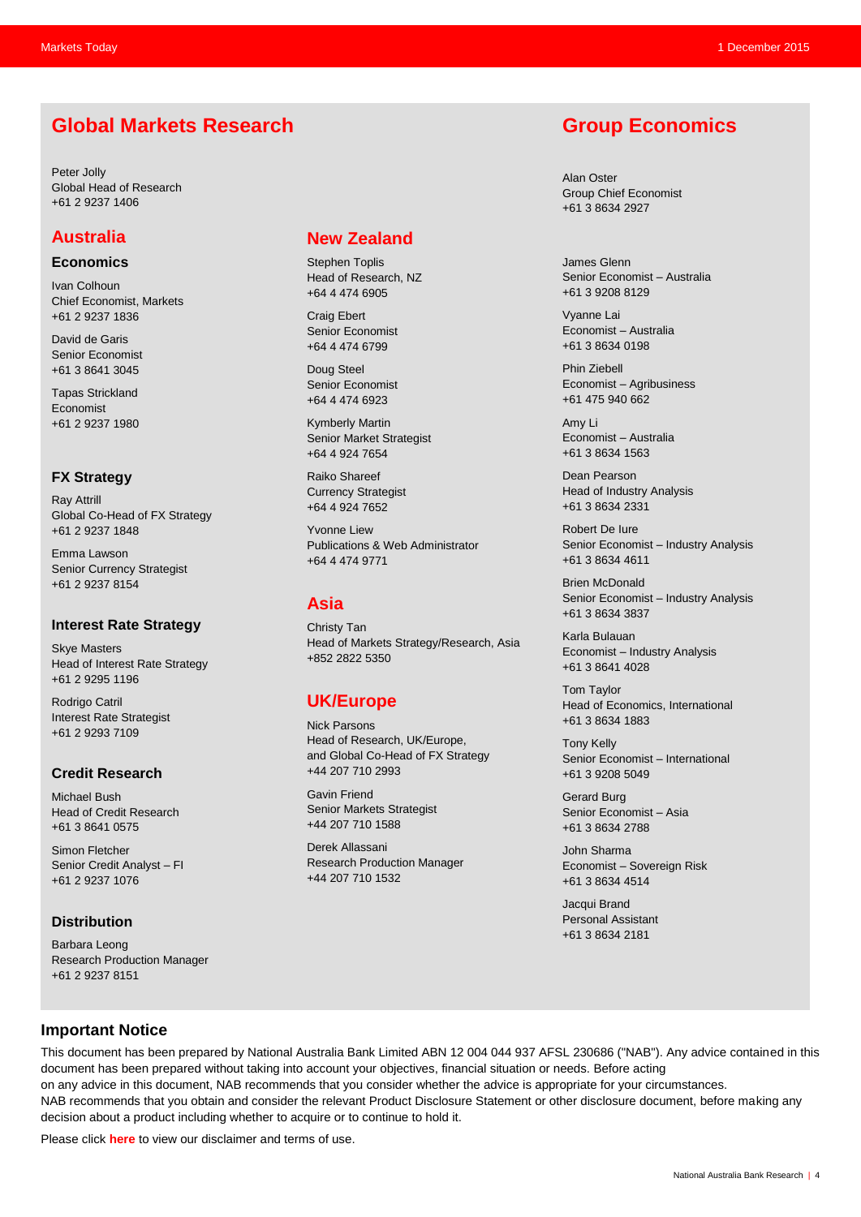# Global Markets Research

Peter Jolly
Global Head of Research
+61 2 9237 1406

## Australia

### Economics

Ivan Colhoun
Chief Economist, Markets
+61 2 9237 1836

David de Garis
Senior Economist
+61 3 8641 3045

Tapas Strickland
Economist
+61 2 9237 1980

### FX Strategy

Ray Attrill
Global Co-Head of FX Strategy
+61 2 9237 1848

Emma Lawson
Senior Currency Strategist
+61 2 9237 8154

### Interest Rate Strategy

Skye Masters
Head of Interest Rate Strategy
+61 2 9295 1196

Rodrigo Catril
Interest Rate Strategist
+61 2 9293 7109

### Credit Research

Michael Bush
Head of Credit Research
+61 3 8641 0575

Simon Fletcher
Senior Credit Analyst – FI
+61 2 9237 1076

### Distribution

Barbara Leong
Research Production Manager
+61 2 9237 8151

## New Zealand

Stephen Toplis
Head of Research, NZ
+64 4 474 6905

Craig Ebert
Senior Economist
+64 4 474 6799

Doug Steel
Senior Economist
+64 4 474 6923

Kymberly Martin
Senior Market Strategist
+64 4 924 7654

Raiko Shareef
Currency Strategist
+64 4 924 7652

Yvonne Liew
Publications & Web Administrator
+64 4 474 9771

## Asia

Christy Tan
Head of Markets Strategy/Research, Asia
+852 2822 5350

## UK/Europe

Nick Parsons
Head of Research, UK/Europe,
and Global Co-Head of FX Strategy
+44 207 710 2993

Gavin Friend
Senior Markets Strategist
+44 207 710 1588

Derek Allassani
Research Production Manager
+44 207 710 1532

# Group Economics

Alan Oster
Group Chief Economist
+61 3 8634 2927

James Glenn
Senior Economist – Australia
+61 3 9208 8129

Vyanne Lai
Economist – Australia
+61 3 8634 0198

Phin Ziebell
Economist – Agribusiness
+61 475 940 662

Amy Li
Economist – Australia
+61 3 8634 1563

Dean Pearson
Head of Industry Analysis
+61 3 8634 2331

Robert De Iure
Senior Economist – Industry Analysis
+61 3 8634 4611

Brien McDonald
Senior Economist – Industry Analysis
+61 3 8634 3837

Karla Bulauan
Economist – Industry Analysis
+61 3 8641 4028

Tom Taylor
Head of Economics, International
+61 3 8634 1883

Tony Kelly
Senior Economist – International
+61 3 9208 5049

Gerard Burg
Senior Economist – Asia
+61 3 8634 2788

John Sharma
Economist – Sovereign Risk
+61 3 8634 4514

Jacqui Brand
Personal Assistant
+61 3 8634 2181

## Important Notice

This document has been prepared by National Australia Bank Limited ABN 12 004 044 937 AFSL 230686 ("NAB"). Any advice contained in this document has been prepared without taking into account your objectives, financial situation or needs. Before acting on any advice in this document, NAB recommends that you consider whether the advice is appropriate for your circumstances. NAB recommends that you obtain and consider the relevant Product Disclosure Statement or other disclosure document, before making any decision about a product including whether to acquire or to continue to hold it.

Please click **here** to view our disclaimer and terms of use.